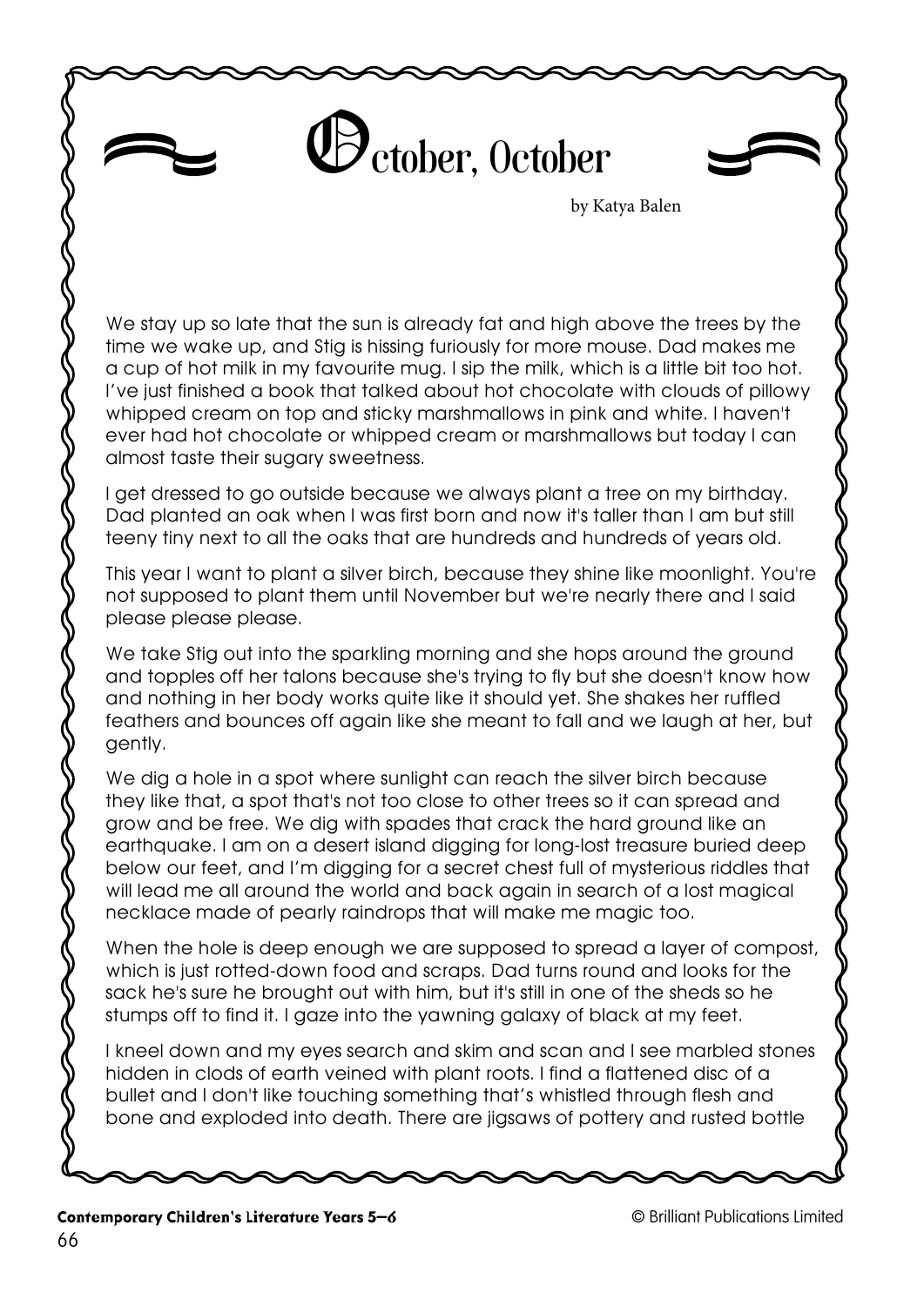# October, October

by Katya Balen

We stay up so late that the sun is already fat and high above the trees by the time we wake up, and Stig is hissing furiously for more mouse. Dad makes me a cup of hot milk in my favourite mug. I sip the milk, which is a little bit too hot. I've just finished a book that talked about hot chocolate with clouds of pillowy whipped cream on top and sticky marshmallows in pink and white. I haven't ever had hot chocolate or whipped cream or marshmallows but today I can almost taste their sugary sweetness.

I get dressed to go outside because we always plant a tree on my birthday. Dad planted an oak when I was first born and now it's taller than I am but still teeny tiny next to all the oaks that are hundreds and hundreds of years old.

This year I want to plant a silver birch, because they shine like moonlight. You're not supposed to plant them until November but we're nearly there and I said please please please.

We take Stig out into the sparkling morning and she hops around the ground and topples off her talons because she's trying to fly but she doesn't know how and nothing in her body works quite like it should yet. She shakes her ruffled feathers and bounces off again like she meant to fall and we laugh at her, but gently.

We dig a hole in a spot where sunlight can reach the silver birch because they like that, a spot that's not too close to other trees so it can spread and grow and be free. We dig with spades that crack the hard ground like an earthquake. I am on a desert island digging for long-lost treasure buried deep below our feet, and I'm digging for a secret chest full of mysterious riddles that will lead me all around the world and back again in search of a lost magical necklace made of pearly raindrops that will make me magic too.

When the hole is deep enough we are supposed to spread a layer of compost, which is just rotted-down food and scraps. Dad turns round and looks for the sack he's sure he brought out with him, but it's still in one of the sheds so he stumps off to find it. I gaze into the yawning galaxy of black at my feet.

I kneel down and my eyes search and skim and scan and I see marbled stones hidden in clods of earth veined with plant roots. I find a flattened disc of a bullet and I don't like touching something that's whistled through flesh and bone and exploded into death. There are jigsaws of pottery and rusted bottle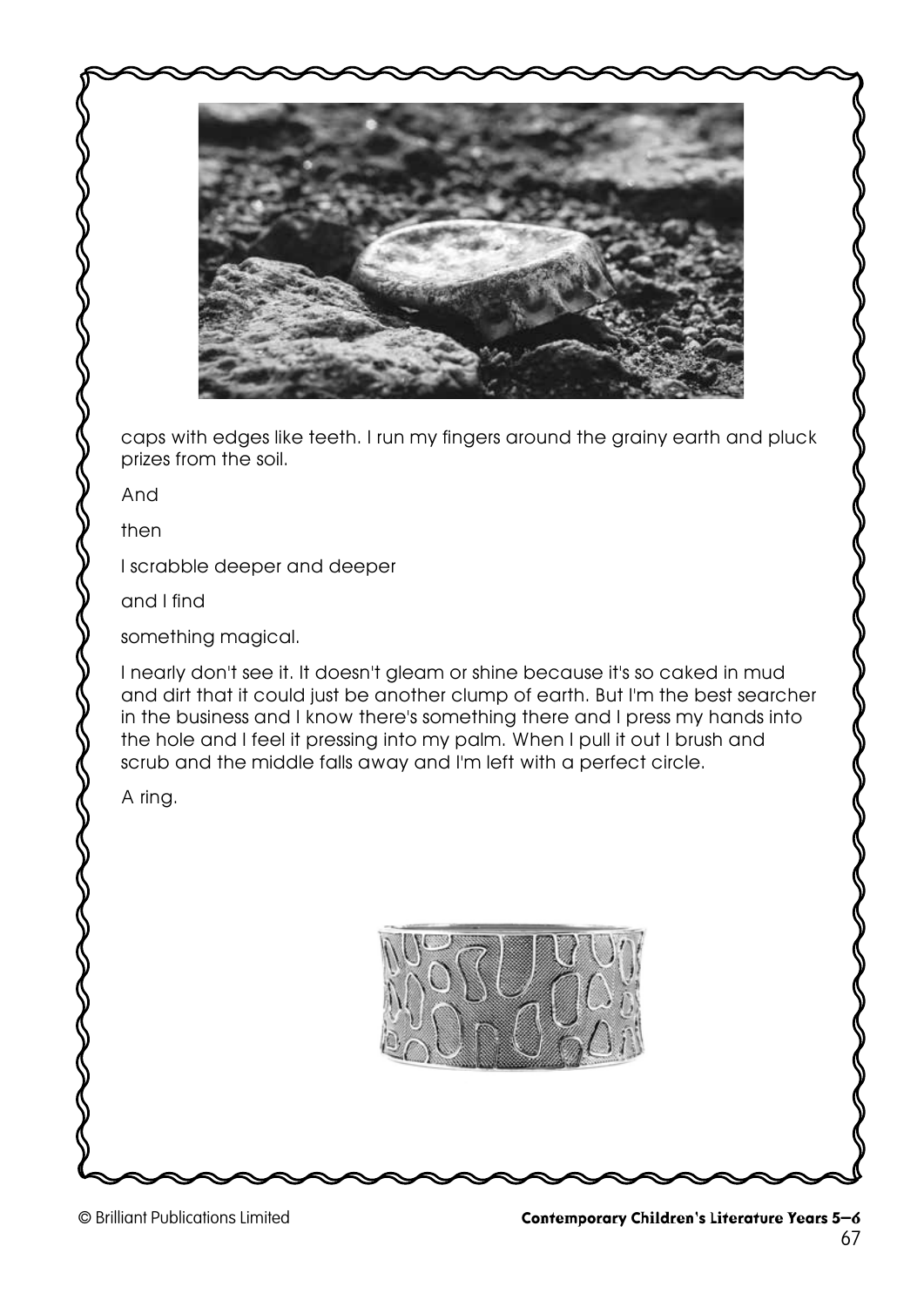caps with edges like teeth. I run my fingers around the grainy earth and pluck prizes from the soil.

And

then

I scrabble deeper and deeper

and I find

something magical.

I nearly don't see it. It doesn't gleam or shine because it's so caked in mud and dirt that it could just be another clump of earth. But I'm the best searcher in the business and I know there's something there and I press my hands into the hole and I feel it pressing into my palm. When I pull it out I brush and scrub and the middle falls away and I'm left with a perfect circle.

A ring.